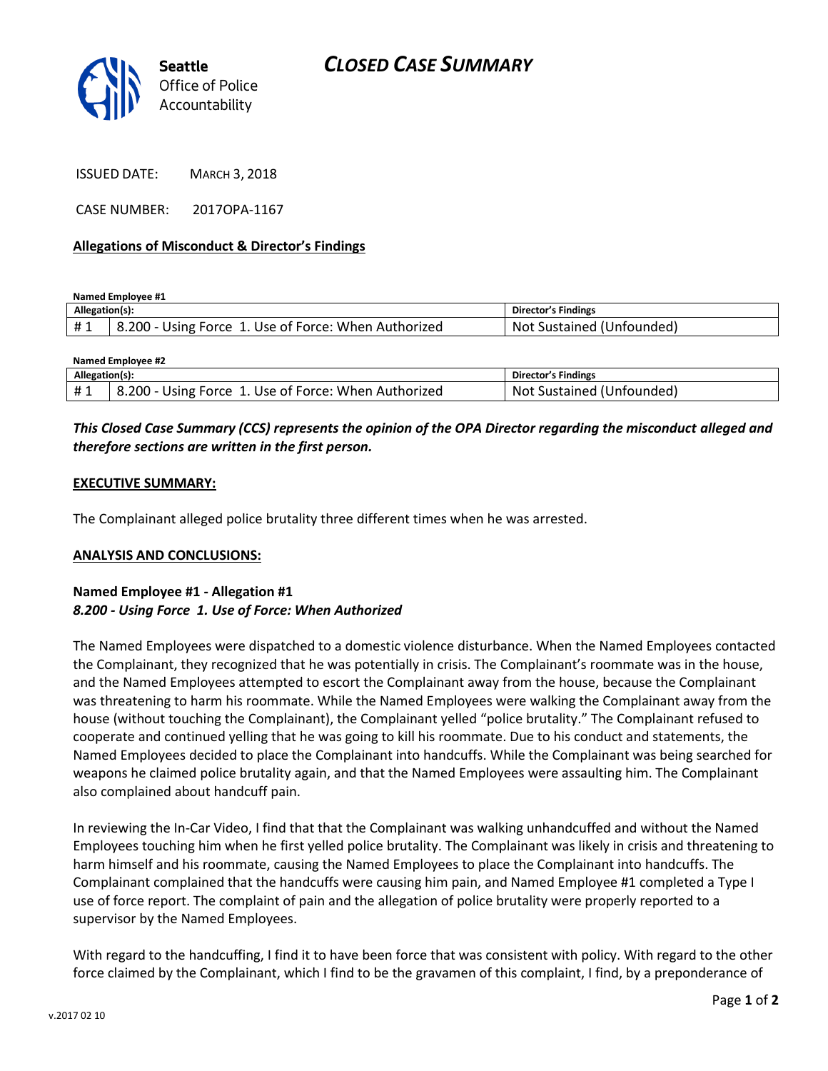**Seattle** Office of Police Accountability

# CLOSED CASE SUMMARY

ISSUED DATE: MARCH 3, 2018

CASE NUMBER: 2017OPA-1167

**Allegations of Misconduct & Director's Findings**

**Named Employee #1**

| Allegation(s): | | Director's Findings |
|---|---|---|
| # 1 | 8.200 - Using Force 1. Use of Force: When Authorized | Not Sustained (Unfounded) |

**Named Employee #2**

| Allegation(s): | | Director's Findings |
|---|---|---|
| # 1 | 8.200 - Using Force 1. Use of Force: When Authorized | Not Sustained (Unfounded) |

***This Closed Case Summary (CCS) represents the opinion of the OPA Director regarding the misconduct alleged and therefore sections are written in the first person.***

**EXECUTIVE SUMMARY:**

The Complainant alleged police brutality three different times when he was arrested.

**ANALYSIS AND CONCLUSIONS:**

**Named Employee #1 - Allegation #1**
***8.200 - Using Force 1. Use of Force: When Authorized***

The Named Employees were dispatched to a domestic violence disturbance. When the Named Employees contacted the Complainant, they recognized that he was potentially in crisis. The Complainant's roommate was in the house, and the Named Employees attempted to escort the Complainant away from the house, because the Complainant was threatening to harm his roommate. While the Named Employees were walking the Complainant away from the house (without touching the Complainant), the Complainant yelled "police brutality." The Complainant refused to cooperate and continued yelling that he was going to kill his roommate. Due to his conduct and statements, the Named Employees decided to place the Complainant into handcuffs. While the Complainant was being searched for weapons he claimed police brutality again, and that the Named Employees were assaulting him. The Complainant also complained about handcuff pain.

In reviewing the In-Car Video, I find that that the Complainant was walking unhandcuffed and without the Named Employees touching him when he first yelled police brutality. The Complainant was likely in crisis and threatening to harm himself and his roommate, causing the Named Employees to place the Complainant into handcuffs. The Complainant complained that the handcuffs were causing him pain, and Named Employee #1 completed a Type I use of force report. The complaint of pain and the allegation of police brutality were properly reported to a supervisor by the Named Employees.

With regard to the handcuffing, I find it to have been force that was consistent with policy. With regard to the other force claimed by the Complainant, which I find to be the gravamen of this complaint, I find, by a preponderance of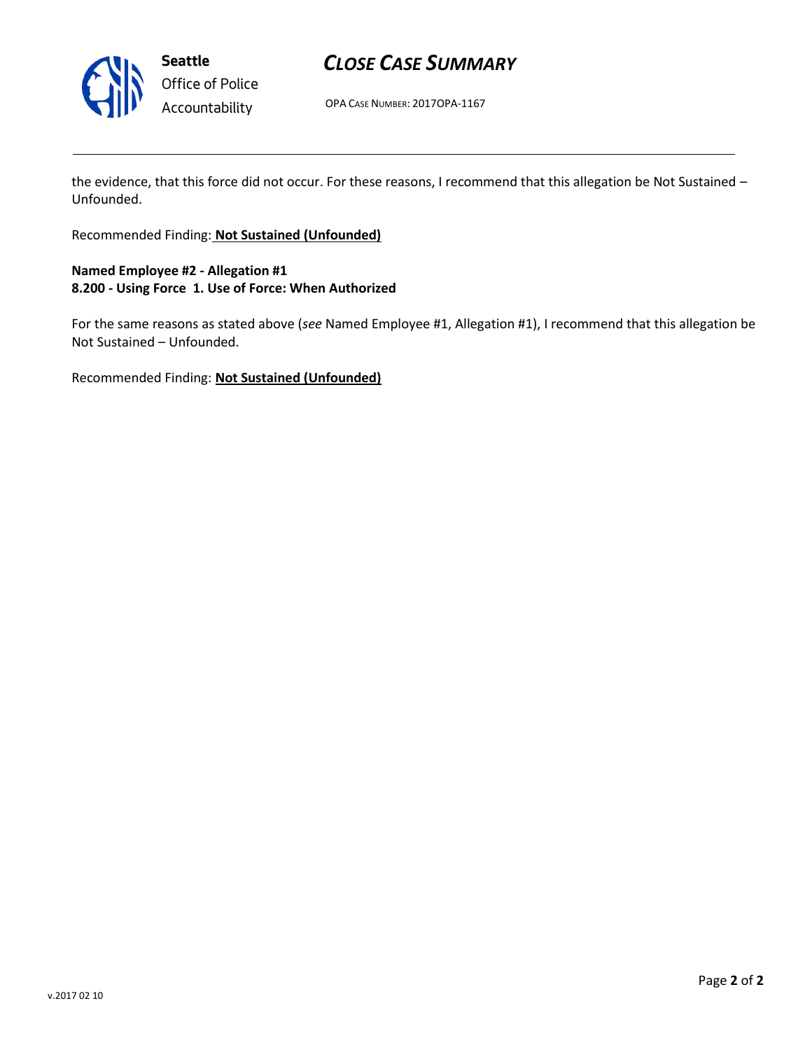the evidence, that this force did not occur. For these reasons, I recommend that this allegation be Not Sustained – Unfounded.

Recommended Finding: **Not Sustained (Unfounded)**

**Named Employee #2 - Allegation #1**
**8.200 - Using Force 1. Use of Force: When Authorized**

For the same reasons as stated above (*see* Named Employee #1, Allegation #1), I recommend that this allegation be Not Sustained – Unfounded.

Recommended Finding: **Not Sustained (Unfounded)**